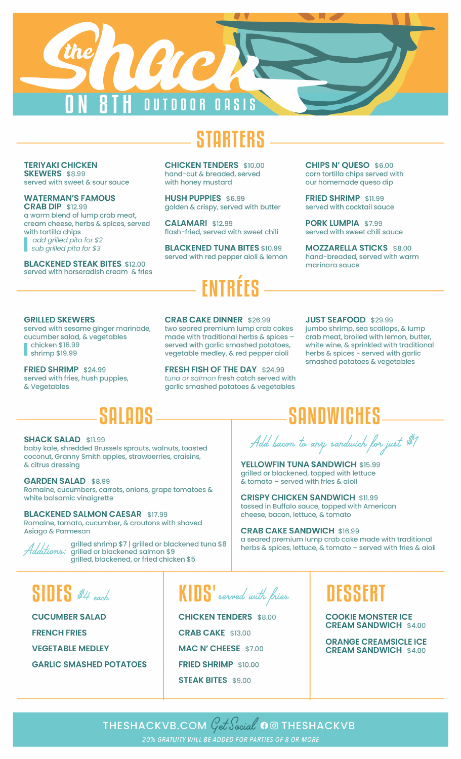# the Shack ON 8TH OUTDOOR OASIS

## STARTERS

**TERIYAKI CHICKEN SKEWERS** $8.99
served with sweet & sour sauce

**WATERMAN'S FAMOUS CRAB DIP** $12.99
a warm blend of lump crab meat, cream cheese, herbs & spices, served with tortilla chips
*add grilled pita for $2*
*sub grilled pita for $3*

**BLACKENED STEAK BITES** $12.00
served with horseradish cream & fries

**CHICKEN TENDERS** $10.00
hand-cut & breaded, served with honey mustard

**HUSH PUPPIES** $6.99
golden & crispy, served with butter

**CALAMARI** $12.99
flash-fried, served with sweet chili

**BLACKENED TUNA BITES** $10.99
served with red pepper aioli & lemon

**CHIPS N' QUESO** $6.00
corn tortilla chips served with our homemade queso dip

**FRIED SHRIMP** $11.99
served with cocktail sauce

**PORK LUMPIA** $7.99
served with sweet chili sauce

**MOZZARELLA STICKS** $8.00
hand-breaded, served with warm marinara sauce

## ENTRÉES

**GRILLED SKEWERS**
served with sesame ginger marinade, cucumber salad, & vegetables
chicken $16.99
shrimp $19.99

**FRIED SHRIMP** $24.99
served with fries, hush puppies, & Vegetables

**CRAB CAKE DINNER** $26.99
two seared premium lump crab cakes made with traditional herbs & spices – served with garlic smashed potatoes, vegetable medley, & red pepper aioli

**FRESH FISH OF THE DAY** $24.99
*tuna or salmon* fresh catch served with garlic smashed potatoes & vegetables

**JUST SEAFOOD** $29.99
jumbo shrimp, sea scallops, & lump crab meat, broiled with lemon, butter, white wine, & sprinkled with traditional herbs & spices - served with garlic smashed potatoes & vegetables

## SALADS

**SHACK SALAD** $11.99
baby kale, shredded Brussels sprouts, walnuts, toasted coconut, Granny Smith apples, strawberries, craisins, & citrus dressing

**GARDEN SALAD** $8.99
Romaine, cucumbers, carrots, onions, grape tomatoes & white balsamic vinaigrette

**BLACKENED SALMON CAESAR** $17.99
Romaine, tomato, cucumber, & croutons with shaved Asiago & Parmesan

*Additions:*
grilled shrimp $7 | grilled or blackened tuna $8
grilled or blackened salmon $9
grilled, blackened, or fried chicken $5

## SANDWICHES

*Add bacon to any sandwich for just $1*

**YELLOWFIN TUNA SANDWICH** $15.99
grilled or blackened, topped with lettuce & tomato – served with fries & aioli

**CRISPY CHICKEN SANDWICH** $11.99
tossed in Buffalo sauce, topped with American cheese, bacon, lettuce, & tomato

**CRAB CAKE SANDWICH** $16.99
a seared premium lump crab cake made with traditional herbs & spices, lettuce, & tomato – served with fries & aioli

## SIDES *$4 each*

**CUCUMBER SALAD**

**FRENCH FRIES**

**VEGETABLE MEDLEY**

**GARLIC SMASHED POTATOES**

## KIDS' *served with fries*

**CHICKEN TENDERS** $8.00

**CRAB CAKE** $13.00

**MAC N' CHEESE** $7.00

**FRIED SHRIMP** $10.00

**STEAK BITES** $9.00

## DESSERT

**COOKIE MONSTER ICE CREAM SANDWICH** $4.00

**ORANGE CREAMSICLE ICE CREAM SANDWICH** $4.00

THESHACKVB.COM *Get Social* THESHACKVB

*20% GRATUITY WILL BE ADDED FOR PARTIES OF 8 OR MORE*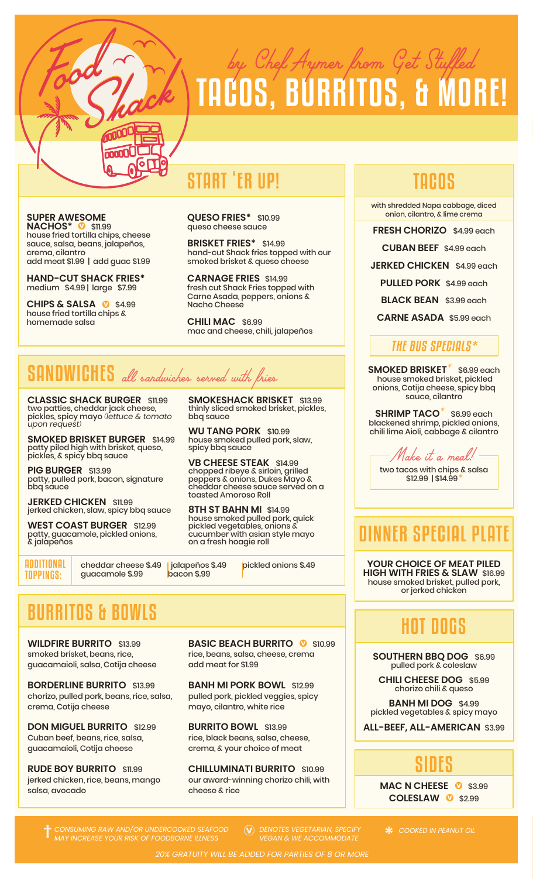# Food Shack

## by Chef Aymer from Get Stuffed

# TACOS, BURRITOS, & MORE!

## START 'ER UP!

**SUPER AWESOME NACHOS*** Ⓥ $11.99
house fried tortilla chips, cheese sauce, salsa, beans, jalapeños, crema, cilantro
add meat $1.99 | add guac $1.99

**HAND-CUT SHACK FRIES***
medium $4.99 | large $7.99

**CHIPS & SALSA** Ⓥ $4.99
house fried tortilla chips & homemade salsa

**QUESO FRIES*** $10.99
queso cheese sauce

**BRISKET FRIES*** $14.99
hand-cut Shack fries topped with our smoked brisket & queso cheese

**CARNAGE FRIES** $14.99
fresh cut Shack Fries topped with Carne Asada, peppers, onions & Nacho Cheese

**CHILI MAC** $6.99
mac and cheese, chili, jalapeños

## SANDWICHES *all sandwiches served with fries*

**CLASSIC SHACK BURGER** $11.99
two patties, cheddar jack cheese, pickles, spicy mayo *(lettuce & tomato upon request)*

**SMOKED BRISKET BURGER** $14.99
patty piled high with brisket, queso, pickles, & spicy bbq sauce

**PIG BURGER** $13.99
patty, pulled pork, bacon, signature bbq sauce

**JERKED CHICKEN** $11.99
jerked chicken, slaw, spicy bbq sauce

**WEST COAST BURGER** $12.99
patty, guacamole, pickled onions, & jalapeños

**SMOKESHACK BRISKET** $13.99
thinly sliced smoked brisket, pickles, bbq sauce

**WU TANG PORK** $10.99
house smoked pulled pork, slaw, spicy bbq sauce

**VB CHEESE STEAK** $14.99
chopped ribeye & sirloin, grilled peppers & onions, Dukes Mayo & cheddar cheese sauce served on a toasted Amoroso Roll

**8TH ST BAHN MI** $14.99
house smoked pulled pork, quick pickled vegetables, onions & cucumber with asian style mayo on a fresh hoagie roll

**ADDITIONAL TOPPINGS:** cheddar cheese $.49 | guacamole $.99 | jalapeños $.49 | bacon $.99 | pickled onions $.49

## BURRITOS & BOWLS

**WILDFIRE BURRITO** $13.99
smoked brisket, beans, rice, guacamaioli, salsa, Cotija cheese

**BORDERLINE BURRITO** $13.99
chorizo, pulled pork, beans, rice, salsa, crema, Cotija cheese

**DON MIGUEL BURRITO** $12.99
Cuban beef, beans, rice, salsa, guacamaioli, Cotija cheese

**RUDE BOY BURRITO** $11.99
jerked chicken, rice, beans, mango salsa, avocado

**BASIC BEACH BURRITO** Ⓥ $10.99
rice, beans, salsa, cheese, crema
add meat for $1.99

**BANH MI PORK BOWL** $12.99
pulled pork, pickled veggies, spicy mayo, cilantro, white rice

**BURRITO BOWL** $13.99
rice, black beans, salsa, cheese, crema, & your choice of meat

**CHILLUMINATI BURRITO** $10.99
our award-winning chorizo chili, with cheese & rice

## TACOS

with shredded Napa cabbage, diced onion, cilantro, & lime crema

**FRESH CHORIZO** $4.99 each

**CUBAN BEEF** $4.99 each

**JERKED CHICKEN** $4.99 each

**PULLED PORK** $4.99 each

**BLACK BEAN** $3.99 each

**CARNE ASADA** $5.99 each

### THE BUS SPECIALS*

**SMOKED BRISKET*** $6.99 each
house smoked brisket, pickled onions, Cotija cheese, spicy bbq sauce, cilantro

**SHRIMP TACO*** $6.99 each
blackened shrimp, pickled onions, chili lime Aioli, cabbage & cilantro

*Make it a meal!*
two tacos with chips & salsa
$12.99 | $14.99*

## DINNER SPECIAL PLATE

**YOUR CHOICE OF MEAT PILED HIGH WITH FRIES & SLAW** $16.99
house smoked brisket, pulled pork, or jerked chicken

## HOT DOGS

**SOUTHERN BBQ DOG** $6.99
pulled pork & coleslaw

**CHILI CHEESE DOG** $5.99
chorizo chili & queso

**BANH MI DOG** $4.99
pickled vegetables & spicy mayo

**ALL-BEEF, ALL-AMERICAN** $3.99

## SIDES

**MAC N CHEESE** Ⓥ $3.99

**COLESLAW** Ⓥ $2.99

† *CONSUMING RAW AND/OR UNDERCOOKED SEAFOOD MAY INCREASE YOUR RISK OF FOODBORNE ILLNESS*

Ⓥ *DENOTES VEGETARIAN, SPECIFY VEGAN & WE ACCOMMODATE*

* *COOKED IN PEANUT OIL*

*20% GRATUITY WILL BE ADDED FOR PARTIES OF 8 OR MORE*